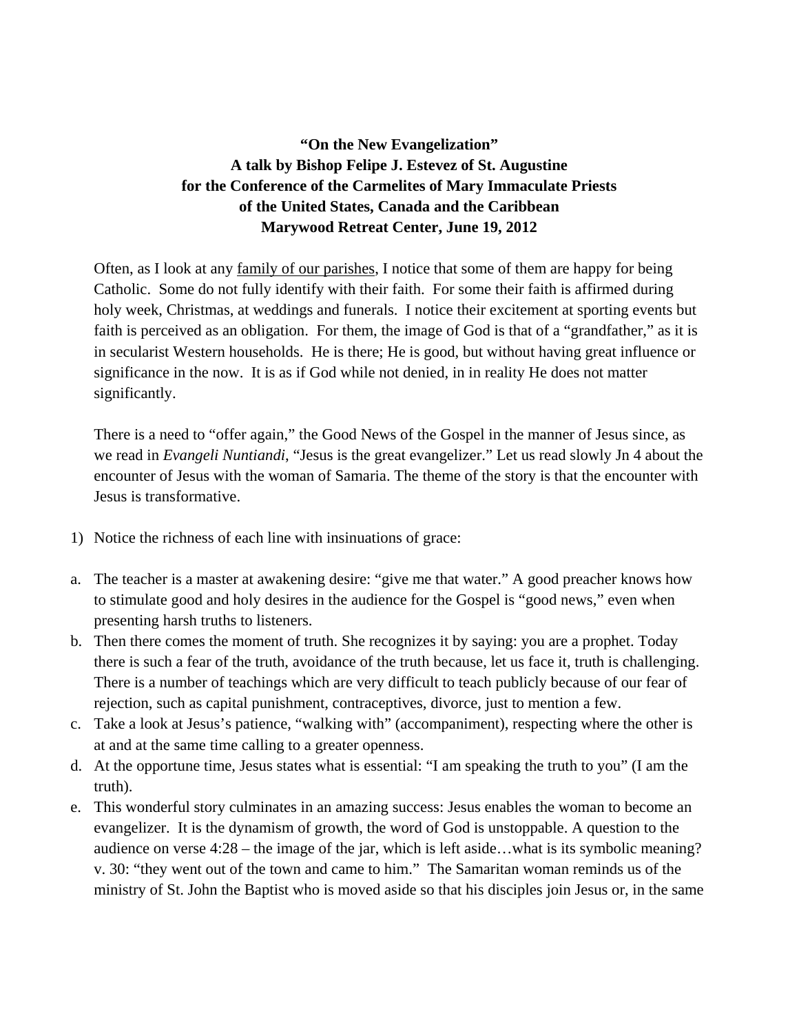**"On the New Evangelization"**
**A talk by Bishop Felipe J. Estevez of St. Augustine**
**for the Conference of the Carmelites of Mary Immaculate Priests**
**of the United States, Canada and the Caribbean**
**Marywood Retreat Center, June 19, 2012**

Often, as I look at any family of our parishes, I notice that some of them are happy for being Catholic. Some do not fully identify with their faith. For some their faith is affirmed during holy week, Christmas, at weddings and funerals. I notice their excitement at sporting events but faith is perceived as an obligation. For them, the image of God is that of a "grandfather," as it is in secularist Western households. He is there; He is good, but without having great influence or significance in the now. It is as if God while not denied, in in reality He does not matter significantly.

There is a need to "offer again," the Good News of the Gospel in the manner of Jesus since, as we read in *Evangeli Nuntiandi*, "Jesus is the great evangelizer." Let us read slowly Jn 4 about the encounter of Jesus with the woman of Samaria. The theme of the story is that the encounter with Jesus is transformative.

1) Notice the richness of each line with insinuations of grace:

a. The teacher is a master at awakening desire: "give me that water." A good preacher knows how to stimulate good and holy desires in the audience for the Gospel is "good news," even when presenting harsh truths to listeners.
b. Then there comes the moment of truth. She recognizes it by saying: you are a prophet. Today there is such a fear of the truth, avoidance of the truth because, let us face it, truth is challenging. There is a number of teachings which are very difficult to teach publicly because of our fear of rejection, such as capital punishment, contraceptives, divorce, just to mention a few.
c. Take a look at Jesus's patience, "walking with" (accompaniment), respecting where the other is at and at the same time calling to a greater openness.
d. At the opportune time, Jesus states what is essential: "I am speaking the truth to you" (I am the truth).
e. This wonderful story culminates in an amazing success: Jesus enables the woman to become an evangelizer. It is the dynamism of growth, the word of God is unstoppable. A question to the audience on verse 4:28 – the image of the jar, which is left aside…what is its symbolic meaning? v. 30: "they went out of the town and came to him." The Samaritan woman reminds us of the ministry of St. John the Baptist who is moved aside so that his disciples join Jesus or, in the same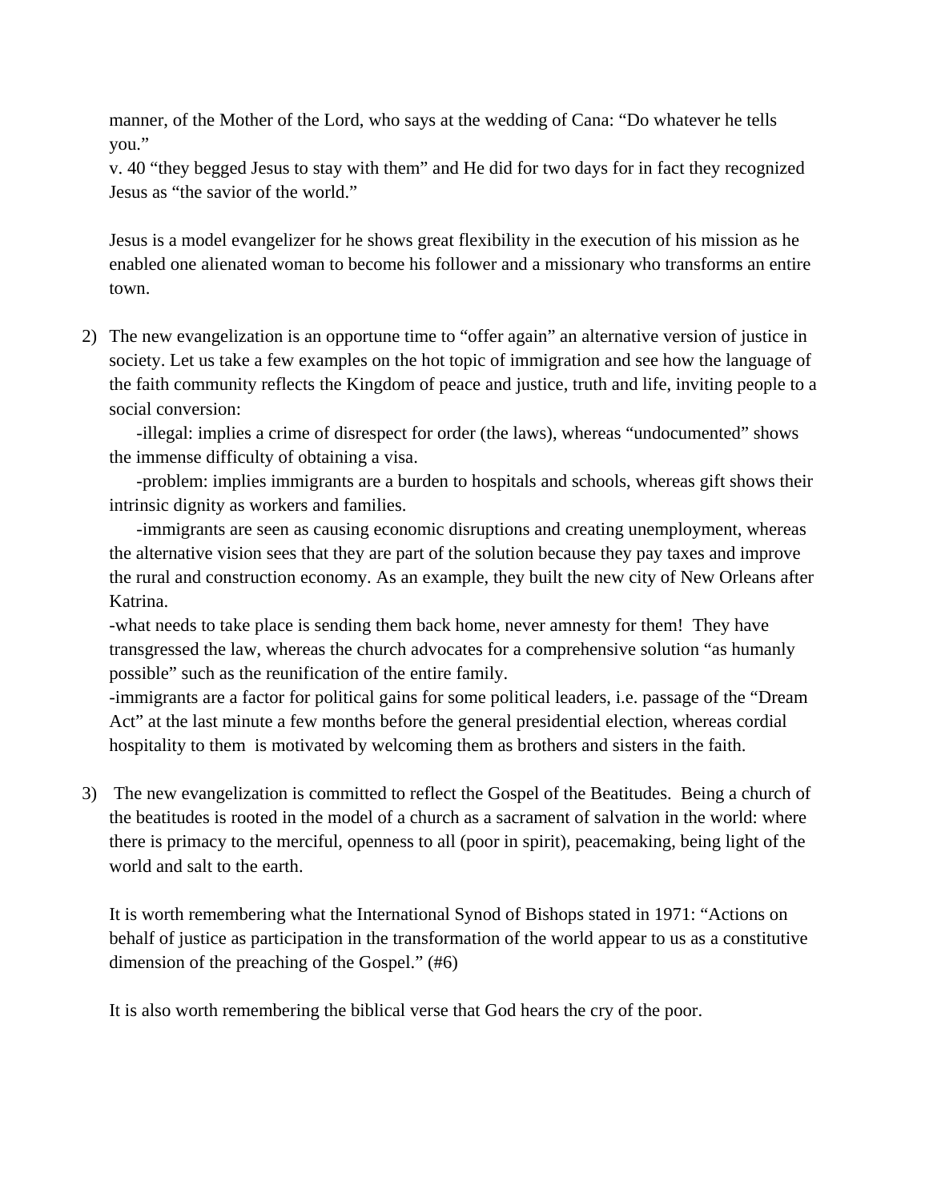manner, of the Mother of the Lord, who says at the wedding of Cana: "Do whatever he tells you."
v. 40 "they begged Jesus to stay with them" and He did for two days for in fact they recognized Jesus as "the savior of the world."

Jesus is a model evangelizer for he shows great flexibility in the execution of his mission as he enabled one alienated woman to become his follower and a missionary who transforms an entire town.

2) The new evangelization is an opportune time to "offer again" an alternative version of justice in society. Let us take a few examples on the hot topic of immigration and see how the language of the faith community reflects the Kingdom of peace and justice, truth and life, inviting people to a social conversion:
   -illegal: implies a crime of disrespect for order (the laws), whereas "undocumented" shows the immense difficulty of obtaining a visa.
   -problem: implies immigrants are a burden to hospitals and schools, whereas gift shows their intrinsic dignity as workers and families.
   -immigrants are seen as causing economic disruptions and creating unemployment, whereas the alternative vision sees that they are part of the solution because they pay taxes and improve the rural and construction economy. As an example, they built the new city of New Orleans after Katrina.
   -what needs to take place is sending them back home, never amnesty for them! They have transgressed the law, whereas the church advocates for a comprehensive solution "as humanly possible" such as the reunification of the entire family.
   -immigrants are a factor for political gains for some political leaders, i.e. passage of the "Dream Act" at the last minute a few months before the general presidential election, whereas cordial hospitality to them is motivated by welcoming them as brothers and sisters in the faith.

3) The new evangelization is committed to reflect the Gospel of the Beatitudes. Being a church of the beatitudes is rooted in the model of a church as a sacrament of salvation in the world: where there is primacy to the merciful, openness to all (poor in spirit), peacemaking, being light of the world and salt to the earth.

   It is worth remembering what the International Synod of Bishops stated in 1971: "Actions on behalf of justice as participation in the transformation of the world appear to us as a constitutive dimension of the preaching of the Gospel." (#6)

   It is also worth remembering the biblical verse that God hears the cry of the poor.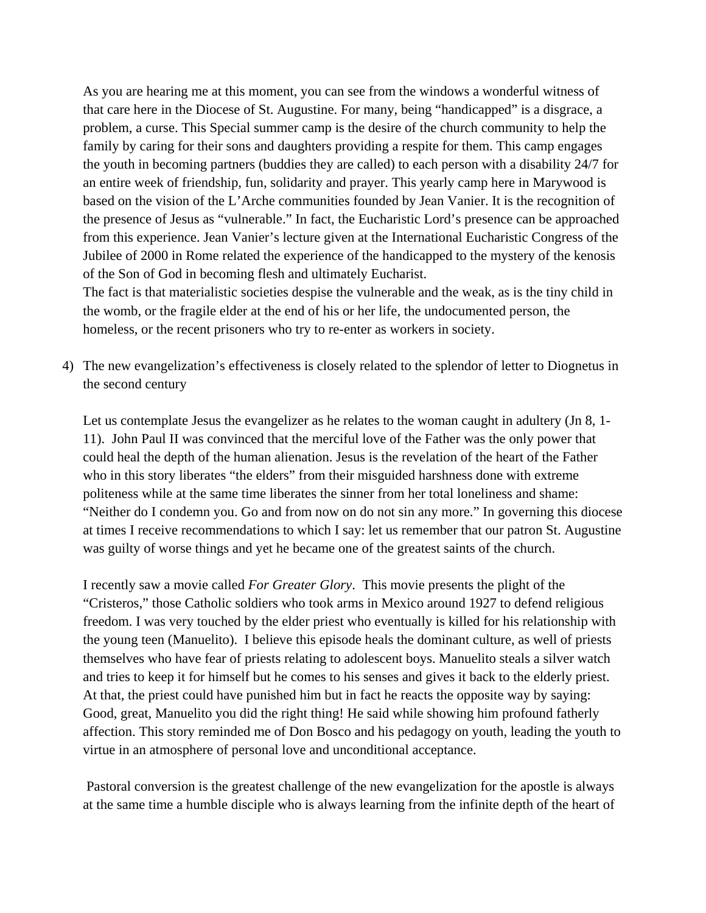As you are hearing me at this moment, you can see from the windows a wonderful witness of that care here in the Diocese of St. Augustine. For many, being “handicapped” is a disgrace, a problem, a curse. This Special summer camp is the desire of the church community to help the family by caring for their sons and daughters providing a respite for them. This camp engages the youth in becoming partners (buddies they are called) to each person with a disability 24/7 for an entire week of friendship, fun, solidarity and prayer. This yearly camp here in Marywood is based on the vision of the L’Arche communities founded by Jean Vanier. It is the recognition of the presence of Jesus as “vulnerable.” In fact, the Eucharistic Lord’s presence can be approached from this experience. Jean Vanier’s lecture given at the International Eucharistic Congress of the Jubilee of 2000 in Rome related the experience of the handicapped to the mystery of the kenosis of the Son of God in becoming flesh and ultimately Eucharist.
The fact is that materialistic societies despise the vulnerable and the weak, as is the tiny child in the womb, or the fragile elder at the end of his or her life, the undocumented person, the homeless, or the recent prisoners who try to re-enter as workers in society.

4) The new evangelization’s effectiveness is closely related to the splendor of letter to Diognetus in the second century

Let us contemplate Jesus the evangelizer as he relates to the woman caught in adultery (Jn 8, 1-11). John Paul II was convinced that the merciful love of the Father was the only power that could heal the depth of the human alienation. Jesus is the revelation of the heart of the Father who in this story liberates “the elders” from their misguided harshness done with extreme politeness while at the same time liberates the sinner from her total loneliness and shame: “Neither do I condemn you. Go and from now on do not sin any more.” In governing this diocese at times I receive recommendations to which I say: let us remember that our patron St. Augustine was guilty of worse things and yet he became one of the greatest saints of the church.

I recently saw a movie called *For Greater Glory*. This movie presents the plight of the “Cristeros,” those Catholic soldiers who took arms in Mexico around 1927 to defend religious freedom. I was very touched by the elder priest who eventually is killed for his relationship with the young teen (Manuelito). I believe this episode heals the dominant culture, as well of priests themselves who have fear of priests relating to adolescent boys. Manuelito steals a silver watch and tries to keep it for himself but he comes to his senses and gives it back to the elderly priest. At that, the priest could have punished him but in fact he reacts the opposite way by saying: Good, great, Manuelito you did the right thing! He said while showing him profound fatherly affection. This story reminded me of Don Bosco and his pedagogy on youth, leading the youth to virtue in an atmosphere of personal love and unconditional acceptance.

Pastoral conversion is the greatest challenge of the new evangelization for the apostle is always at the same time a humble disciple who is always learning from the infinite depth of the heart of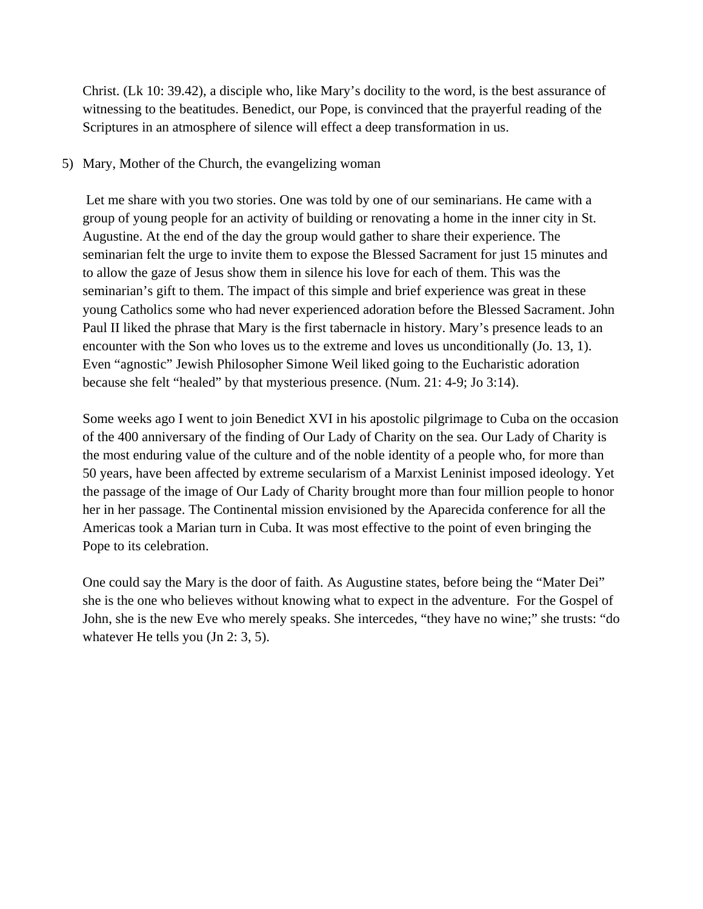Christ. (Lk 10: 39.42), a disciple who, like Mary's docility to the word, is the best assurance of witnessing to the beatitudes. Benedict, our Pope, is convinced that the prayerful reading of the Scriptures in an atmosphere of silence will effect a deep transformation in us.

5) Mary, Mother of the Church, the evangelizing woman

Let me share with you two stories. One was told by one of our seminarians. He came with a group of young people for an activity of building or renovating a home in the inner city in St. Augustine. At the end of the day the group would gather to share their experience. The seminarian felt the urge to invite them to expose the Blessed Sacrament for just 15 minutes and to allow the gaze of Jesus show them in silence his love for each of them. This was the seminarian's gift to them. The impact of this simple and brief experience was great in these young Catholics some who had never experienced adoration before the Blessed Sacrament. John Paul II liked the phrase that Mary is the first tabernacle in history. Mary's presence leads to an encounter with the Son who loves us to the extreme and loves us unconditionally (Jo. 13, 1). Even "agnostic" Jewish Philosopher Simone Weil liked going to the Eucharistic adoration because she felt "healed" by that mysterious presence. (Num. 21: 4-9; Jo 3:14).

Some weeks ago I went to join Benedict XVI in his apostolic pilgrimage to Cuba on the occasion of the 400 anniversary of the finding of Our Lady of Charity on the sea. Our Lady of Charity is the most enduring value of the culture and of the noble identity of a people who, for more than 50 years, have been affected by extreme secularism of a Marxist Leninist imposed ideology. Yet the passage of the image of Our Lady of Charity brought more than four million people to honor her in her passage. The Continental mission envisioned by the Aparecida conference for all the Americas took a Marian turn in Cuba. It was most effective to the point of even bringing the Pope to its celebration.

One could say the Mary is the door of faith. As Augustine states, before being the "Mater Dei" she is the one who believes without knowing what to expect in the adventure. For the Gospel of John, she is the new Eve who merely speaks. She intercedes, "they have no wine;" she trusts: "do whatever He tells you (Jn 2: 3, 5).